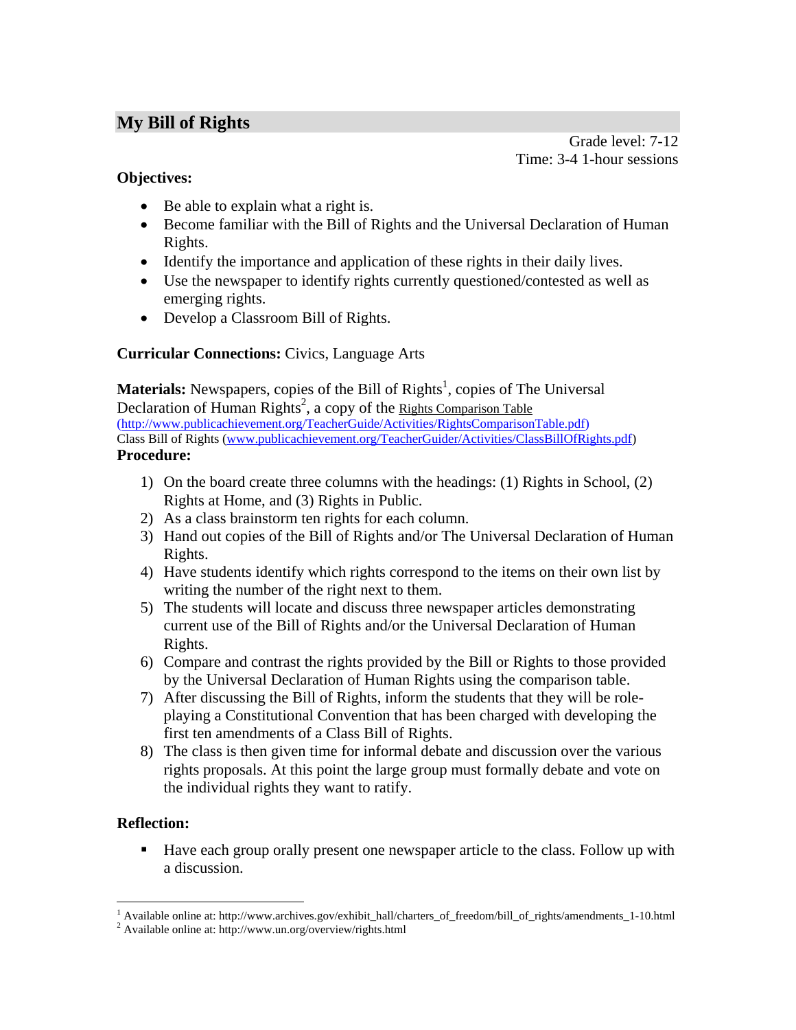## My Bill of Rights

Grade level: 7-12
Time: 3-4 1-hour sessions

**Objectives:**

- Be able to explain what a right is.
- Become familiar with the Bill of Rights and the Universal Declaration of Human Rights.
- Identify the importance and application of these rights in their daily lives.
- Use the newspaper to identify rights currently questioned/contested as well as emerging rights.
- Develop a Classroom Bill of Rights.

**Curricular Connections:** Civics, Language Arts

**Materials:** Newspapers, copies of the Bill of Rights[1], copies of The Universal Declaration of Human Rights[2], a copy of the Rights Comparison Table (http://www.publicachievement.org/TeacherGuide/Activities/RightsComparisonTable.pdf)
Class Bill of Rights (www.publicachievement.org/TeacherGuider/Activities/ClassBillOfRights.pdf)

**Procedure:**

1) On the board create three columns with the headings: (1) Rights in School, (2) Rights at Home, and (3) Rights in Public.
2) As a class brainstorm ten rights for each column.
3) Hand out copies of the Bill of Rights and/or The Universal Declaration of Human Rights.
4) Have students identify which rights correspond to the items on their own list by writing the number of the right next to them.
5) The students will locate and discuss three newspaper articles demonstrating current use of the Bill of Rights and/or the Universal Declaration of Human Rights.
6) Compare and contrast the rights provided by the Bill or Rights to those provided by the Universal Declaration of Human Rights using the comparison table.
7) After discussing the Bill of Rights, inform the students that they will be role-playing a Constitutional Convention that has been charged with developing the first ten amendments of a Class Bill of Rights.
8) The class is then given time for informal debate and discussion over the various rights proposals. At this point the large group must formally debate and vote on the individual rights they want to ratify.

**Reflection:**

- Have each group orally present one newspaper article to the class. Follow up with a discussion.

---

[1] Available online at: http://www.archives.gov/exhibit_hall/charters_of_freedom/bill_of_rights/amendments_1-10.html
[2] Available online at: http://www.un.org/overview/rights.html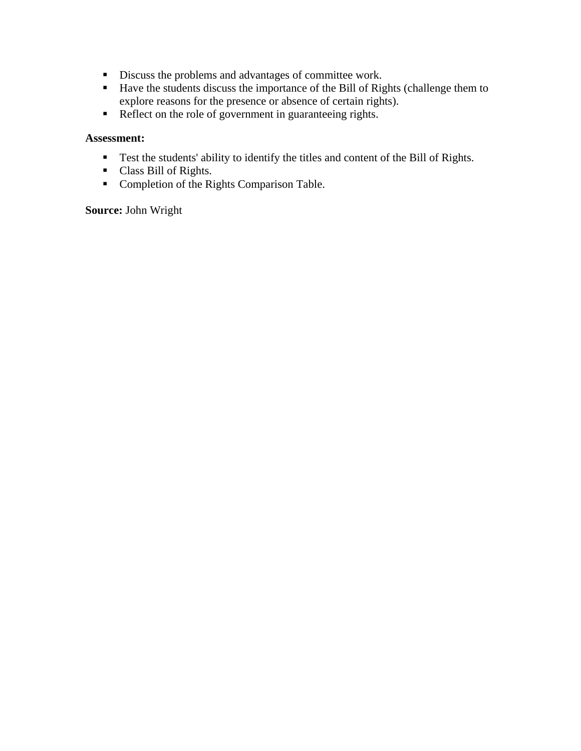- Discuss the problems and advantages of committee work.
- Have the students discuss the importance of the Bill of Rights (challenge them to explore reasons for the presence or absence of certain rights).
- Reflect on the role of government in guaranteeing rights.

**Assessment:**

- Test the students' ability to identify the titles and content of the Bill of Rights.
- Class Bill of Rights.
- Completion of the Rights Comparison Table.

**Source:** John Wright